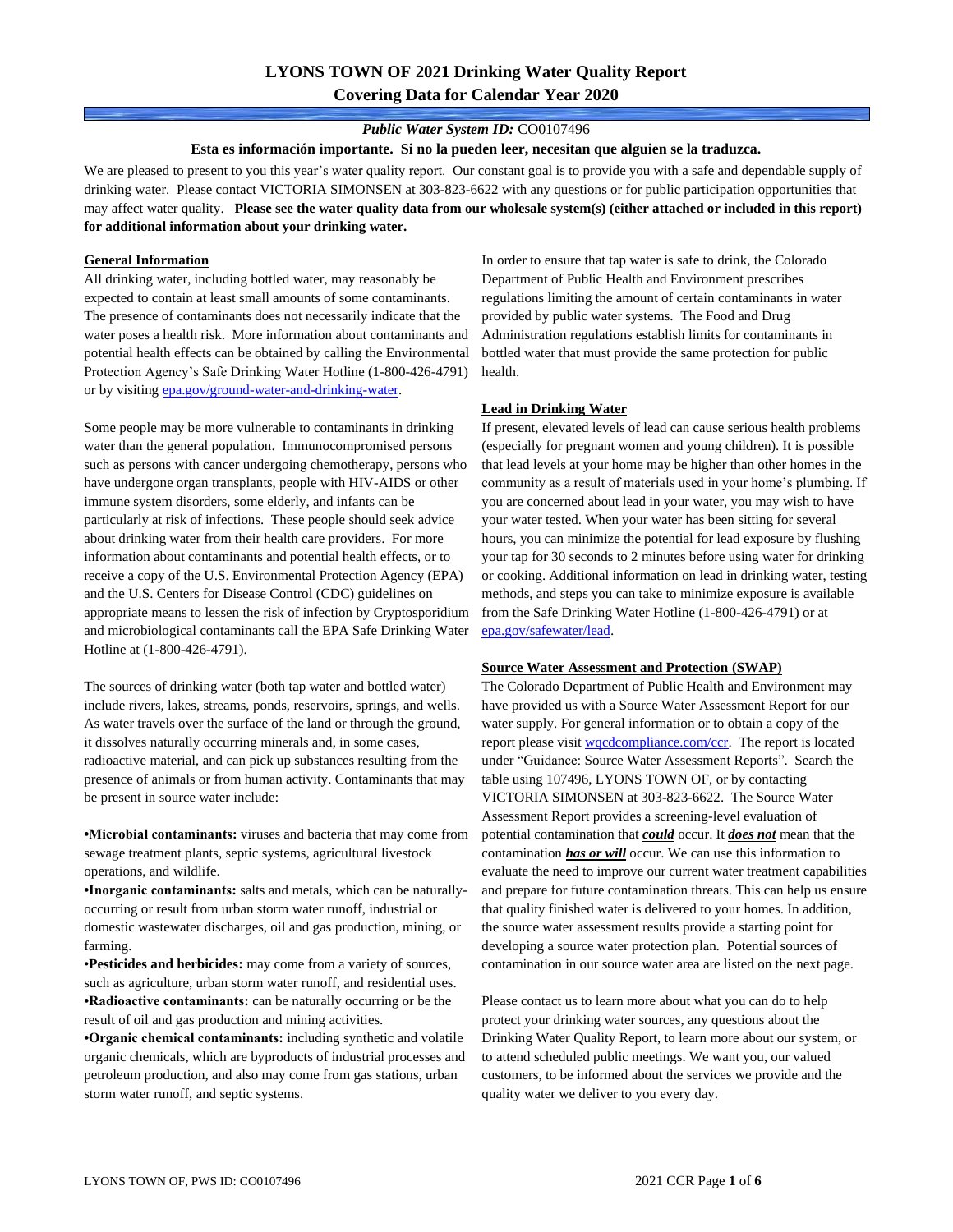# LYONS TOWN OF 2021 Drinking Water Quality Report
## Covering Data for Calendar Year 2020

***Public Water System ID:*** CO0107496

**Esta es información importante. Si no la pueden leer, necesitan que alguien se la traduzca.**

We are pleased to present to you this year's water quality report. Our constant goal is to provide you with a safe and dependable supply of drinking water. Please contact VICTORIA SIMONSEN at 303-823-6622 with any questions or for public participation opportunities that may affect water quality. **Please see the water quality data from our wholesale system(s) (either attached or included in this report) for additional information about your drinking water.**

### General Information

All drinking water, including bottled water, may reasonably be expected to contain at least small amounts of some contaminants. The presence of contaminants does not necessarily indicate that the water poses a health risk. More information about contaminants and potential health effects can be obtained by calling the Environmental Protection Agency's Safe Drinking Water Hotline (1-800-426-4791) or by visiting epa.gov/ground-water-and-drinking-water.

Some people may be more vulnerable to contaminants in drinking water than the general population. Immunocompromised persons such as persons with cancer undergoing chemotherapy, persons who have undergone organ transplants, people with HIV-AIDS or other immune system disorders, some elderly, and infants can be particularly at risk of infections. These people should seek advice about drinking water from their health care providers. For more information about contaminants and potential health effects, or to receive a copy of the U.S. Environmental Protection Agency (EPA) and the U.S. Centers for Disease Control (CDC) guidelines on appropriate means to lessen the risk of infection by Cryptosporidium and microbiological contaminants call the EPA Safe Drinking Water Hotline at (1-800-426-4791).

The sources of drinking water (both tap water and bottled water) include rivers, lakes, streams, ponds, reservoirs, springs, and wells. As water travels over the surface of the land or through the ground, it dissolves naturally occurring minerals and, in some cases, radioactive material, and can pick up substances resulting from the presence of animals or from human activity. Contaminants that may be present in source water include:

- **Microbial contaminants:** viruses and bacteria that may come from sewage treatment plants, septic systems, agricultural livestock operations, and wildlife.
- **Inorganic contaminants:** salts and metals, which can be naturally-occurring or result from urban storm water runoff, industrial or domestic wastewater discharges, oil and gas production, mining, or farming.
- **Pesticides and herbicides:** may come from a variety of sources, such as agriculture, urban storm water runoff, and residential uses.
- **Radioactive contaminants:** can be naturally occurring or be the result of oil and gas production and mining activities.
- **Organic chemical contaminants:** including synthetic and volatile organic chemicals, which are byproducts of industrial processes and petroleum production, and also may come from gas stations, urban storm water runoff, and septic systems.

In order to ensure that tap water is safe to drink, the Colorado Department of Public Health and Environment prescribes regulations limiting the amount of certain contaminants in water provided by public water systems. The Food and Drug Administration regulations establish limits for contaminants in bottled water that must provide the same protection for public health.

### Lead in Drinking Water

If present, elevated levels of lead can cause serious health problems (especially for pregnant women and young children). It is possible that lead levels at your home may be higher than other homes in the community as a result of materials used in your home's plumbing. If you are concerned about lead in your water, you may wish to have your water tested. When your water has been sitting for several hours, you can minimize the potential for lead exposure by flushing your tap for 30 seconds to 2 minutes before using water for drinking or cooking. Additional information on lead in drinking water, testing methods, and steps you can take to minimize exposure is available from the Safe Drinking Water Hotline (1-800-426-4791) or at epa.gov/safewater/lead.

### Source Water Assessment and Protection (SWAP)

The Colorado Department of Public Health and Environment may have provided us with a Source Water Assessment Report for our water supply. For general information or to obtain a copy of the report please visit wqcdcompliance.com/ccr. The report is located under "Guidance: Source Water Assessment Reports". Search the table using 107496, LYONS TOWN OF, or by contacting VICTORIA SIMONSEN at 303-823-6622. The Source Water Assessment Report provides a screening-level evaluation of potential contamination that ***could*** occur. It ***does not*** mean that the contamination ***has or will*** occur. We can use this information to evaluate the need to improve our current water treatment capabilities and prepare for future contamination threats. This can help us ensure that quality finished water is delivered to your homes. In addition, the source water assessment results provide a starting point for developing a source water protection plan. Potential sources of contamination in our source water area are listed on the next page.

Please contact us to learn more about what you can do to help protect your drinking water sources, any questions about the Drinking Water Quality Report, to learn more about our system, or to attend scheduled public meetings. We want you, our valued customers, to be informed about the services we provide and the quality water we deliver to you every day.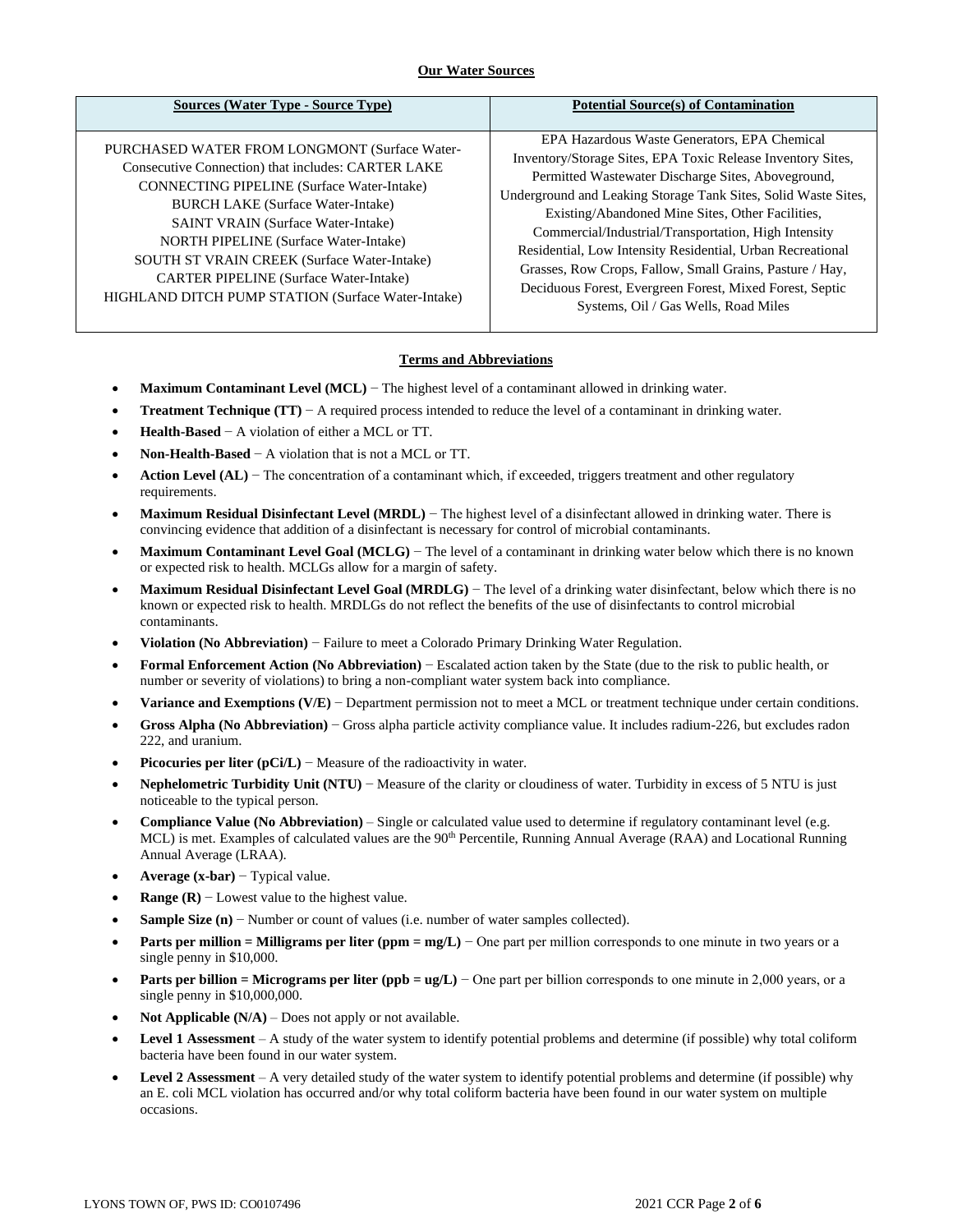## Our Water Sources

| Sources (Water Type - Source Type) | Potential Source(s) of Contamination |
|---|---|
| PURCHASED WATER FROM LONGMONT (Surface Water-Consecutive Connection) that includes: CARTER LAKE CONNECTING PIPELINE (Surface Water-Intake) BURCH LAKE (Surface Water-Intake) SAINT VRAIN (Surface Water-Intake) NORTH PIPELINE (Surface Water-Intake) SOUTH ST VRAIN CREEK (Surface Water-Intake) CARTER PIPELINE (Surface Water-Intake) HIGHLAND DITCH PUMP STATION (Surface Water-Intake) | EPA Hazardous Waste Generators, EPA Chemical Inventory/Storage Sites, EPA Toxic Release Inventory Sites, Permitted Wastewater Discharge Sites, Aboveground, Underground and Leaking Storage Tank Sites, Solid Waste Sites, Existing/Abandoned Mine Sites, Other Facilities, Commercial/Industrial/Transportation, High Intensity Residential, Low Intensity Residential, Urban Recreational Grasses, Row Crops, Fallow, Small Grains, Pasture / Hay, Deciduous Forest, Evergreen Forest, Mixed Forest, Septic Systems, Oil / Gas Wells, Road Miles |

## Terms and Abbreviations

- **Maximum Contaminant Level (MCL)** − The highest level of a contaminant allowed in drinking water.
- **Treatment Technique (TT)** − A required process intended to reduce the level of a contaminant in drinking water.
- **Health-Based** − A violation of either a MCL or TT.
- **Non-Health-Based** − A violation that is not a MCL or TT.
- **Action Level (AL)** − The concentration of a contaminant which, if exceeded, triggers treatment and other regulatory requirements.
- **Maximum Residual Disinfectant Level (MRDL)** − The highest level of a disinfectant allowed in drinking water. There is convincing evidence that addition of a disinfectant is necessary for control of microbial contaminants.
- **Maximum Contaminant Level Goal (MCLG)** − The level of a contaminant in drinking water below which there is no known or expected risk to health. MCLGs allow for a margin of safety.
- **Maximum Residual Disinfectant Level Goal (MRDLG)** − The level of a drinking water disinfectant, below which there is no known or expected risk to health. MRDLGs do not reflect the benefits of the use of disinfectants to control microbial contaminants.
- **Violation (No Abbreviation)** − Failure to meet a Colorado Primary Drinking Water Regulation.
- **Formal Enforcement Action (No Abbreviation)** − Escalated action taken by the State (due to the risk to public health, or number or severity of violations) to bring a non-compliant water system back into compliance.
- **Variance and Exemptions (V/E)** − Department permission not to meet a MCL or treatment technique under certain conditions.
- **Gross Alpha (No Abbreviation)** − Gross alpha particle activity compliance value. It includes radium-226, but excludes radon 222, and uranium.
- **Picocuries per liter (pCi/L)** − Measure of the radioactivity in water.
- **Nephelometric Turbidity Unit (NTU)** − Measure of the clarity or cloudiness of water. Turbidity in excess of 5 NTU is just noticeable to the typical person.
- **Compliance Value (No Abbreviation)** – Single or calculated value used to determine if regulatory contaminant level (e.g. MCL) is met. Examples of calculated values are the 90th Percentile, Running Annual Average (RAA) and Locational Running Annual Average (LRAA).
- **Average (x-bar)** − Typical value.
- **Range (R)** − Lowest value to the highest value.
- **Sample Size (n)** − Number or count of values (i.e. number of water samples collected).
- **Parts per million = Milligrams per liter (ppm = mg/L)** − One part per million corresponds to one minute in two years or a single penny in $10,000.
- **Parts per billion = Micrograms per liter (ppb = ug/L)** − One part per billion corresponds to one minute in 2,000 years, or a single penny in $10,000,000.
- **Not Applicable (N/A)** – Does not apply or not available.
- **Level 1 Assessment** – A study of the water system to identify potential problems and determine (if possible) why total coliform bacteria have been found in our water system.
- **Level 2 Assessment** – A very detailed study of the water system to identify potential problems and determine (if possible) why an E. coli MCL violation has occurred and/or why total coliform bacteria have been found in our water system on multiple occasions.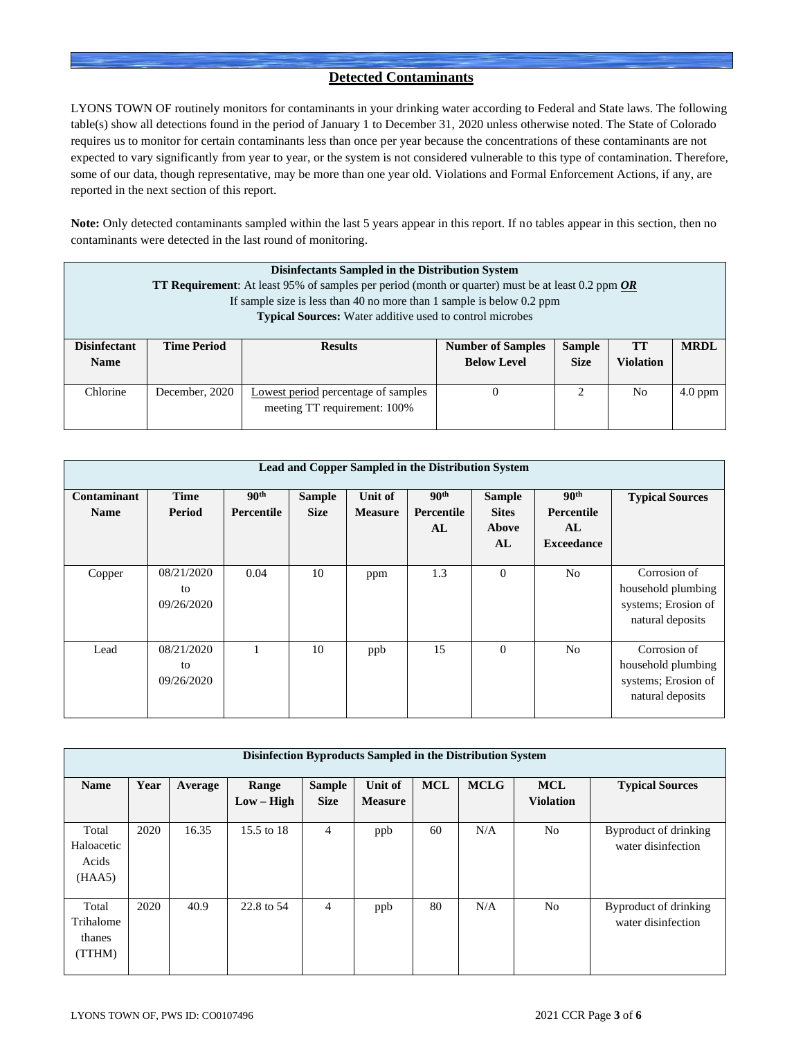## Detected Contaminants

LYONS TOWN OF routinely monitors for contaminants in your drinking water according to Federal and State laws. The following table(s) show all detections found in the period of January 1 to December 31, 2020 unless otherwise noted. The State of Colorado requires us to monitor for certain contaminants less than once per year because the concentrations of these contaminants are not expected to vary significantly from year to year, or the system is not considered vulnerable to this type of contamination. Therefore, some of our data, though representative, may be more than one year old. Violations and Formal Enforcement Actions, if any, are reported in the next section of this report.

**Note:** Only detected contaminants sampled within the last 5 years appear in this report. If no tables appear in this section, then no contaminants were detected in the last round of monitoring.

**Disinfectants Sampled in the Distribution System**
**TT Requirement**: At least 95% of samples per period (month or quarter) must be at least 0.2 ppm ***OR***
If sample size is less than 40 no more than 1 sample is below 0.2 ppm
**Typical Sources:** Water additive used to control microbes

| Disinfectant Name | Time Period | Results | Number of Samples Below Level | Sample Size | TT Violation | MRDL |
|---|---|---|---|---|---|---|
| Chlorine | December, 2020 | Lowest period percentage of samples meeting TT requirement: 100% | 0 | 2 | No | 4.0 ppm |

**Lead and Copper Sampled in the Distribution System**

| Contaminant Name | Time Period | 90th Percentile | Sample Size | Unit of Measure | 90th Percentile AL | Sample Sites Above AL | 90th Percentile AL Exceedance | Typical Sources |
|---|---|---|---|---|---|---|---|---|
| Copper | 08/21/2020 to 09/26/2020 | 0.04 | 10 | ppm | 1.3 | 0 | No | Corrosion of household plumbing systems; Erosion of natural deposits |
| Lead | 08/21/2020 to 09/26/2020 | 1 | 10 | ppb | 15 | 0 | No | Corrosion of household plumbing systems; Erosion of natural deposits |

**Disinfection Byproducts Sampled in the Distribution System**

| Name | Year | Average | Range Low – High | Sample Size | Unit of Measure | MCL | MCLG | MCL Violation | Typical Sources |
|---|---|---|---|---|---|---|---|---|---|
| Total Haloacetic Acids (HAA5) | 2020 | 16.35 | 15.5 to 18 | 4 | ppb | 60 | N/A | No | Byproduct of drinking water disinfection |
| Total Trihalomethanes (TTHM) | 2020 | 40.9 | 22.8 to 54 | 4 | ppb | 80 | N/A | No | Byproduct of drinking water disinfection |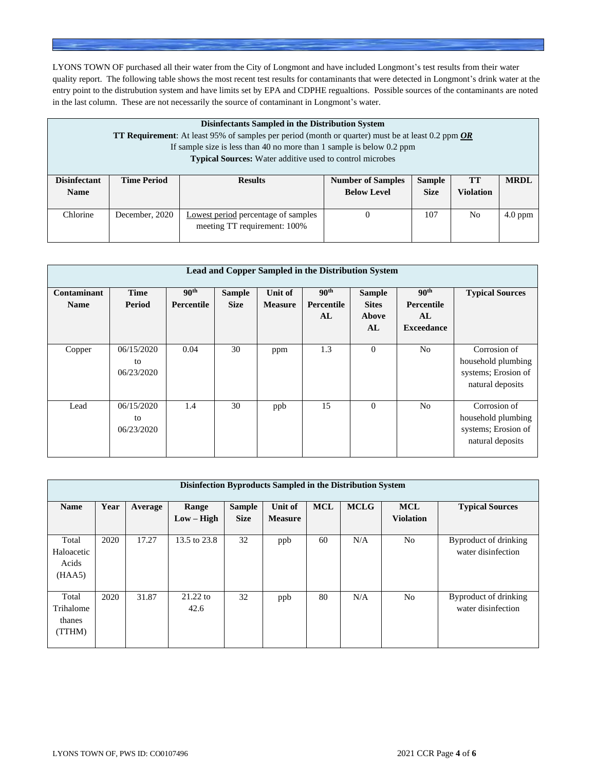LYONS TOWN OF purchased all their water from the City of Longmont and have included Longmont's test results from their water quality report. The following table shows the most recent test results for contaminants that were detected in Longmont's drink water at the entry point to the distrubution system and have limits set by EPA and CDPHE regualtions. Possible sources of the contaminants are noted in the last column. These are not necessarily the source of contaminant in Longmont's water.

| **Disinfectants Sampled in the Distribution System**<br>**TT Requirement**: At least 95% of samples per period (month or quarter) must be at least 0.2 ppm ***OR***<br>If sample size is less than 40 no more than 1 sample is below 0.2 ppm<br>**Typical Sources:** Water additive used to control microbes | | | | | | |
|---|---|---|---|---|---|---|
| **Disinfectant Name** | **Time Period** | **Results** | **Number of Samples Below Level** | **Sample Size** | **TT Violation** | **MRDL** |
| Chlorine | December, 2020 | Lowest period percentage of samples meeting TT requirement: 100% | 0 | 107 | No | 4.0 ppm |

| **Lead and Copper Sampled in the Distribution System** | | | | | | | | |
|---|---|---|---|---|---|---|---|---|
| **Contaminant Name** | **Time Period** | **90th Percentile** | **Sample Size** | **Unit of Measure** | **90th Percentile AL** | **Sample Sites Above AL** | **90th Percentile AL Exceedance** | **Typical Sources** |
| Copper | 06/15/2020 to 06/23/2020 | 0.04 | 30 | ppm | 1.3 | 0 | No | Corrosion of household plumbing systems; Erosion of natural deposits |
| Lead | 06/15/2020 to 06/23/2020 | 1.4 | 30 | ppb | 15 | 0 | No | Corrosion of household plumbing systems; Erosion of natural deposits |

| **Disinfection Byproducts Sampled in the Distribution System** | | | | | | | | | |
|---|---|---|---|---|---|---|---|---|---|
| **Name** | **Year** | **Average** | **Range Low – High** | **Sample Size** | **Unit of Measure** | **MCL** | **MCLG** | **MCL Violation** | **Typical Sources** |
| Total Haloacetic Acids (HAA5) | 2020 | 17.27 | 13.5 to 23.8 | 32 | ppb | 60 | N/A | No | Byproduct of drinking water disinfection |
| Total Trihalomethanes (TTHM) | 2020 | 31.87 | 21.22 to 42.6 | 32 | ppb | 80 | N/A | No | Byproduct of drinking water disinfection |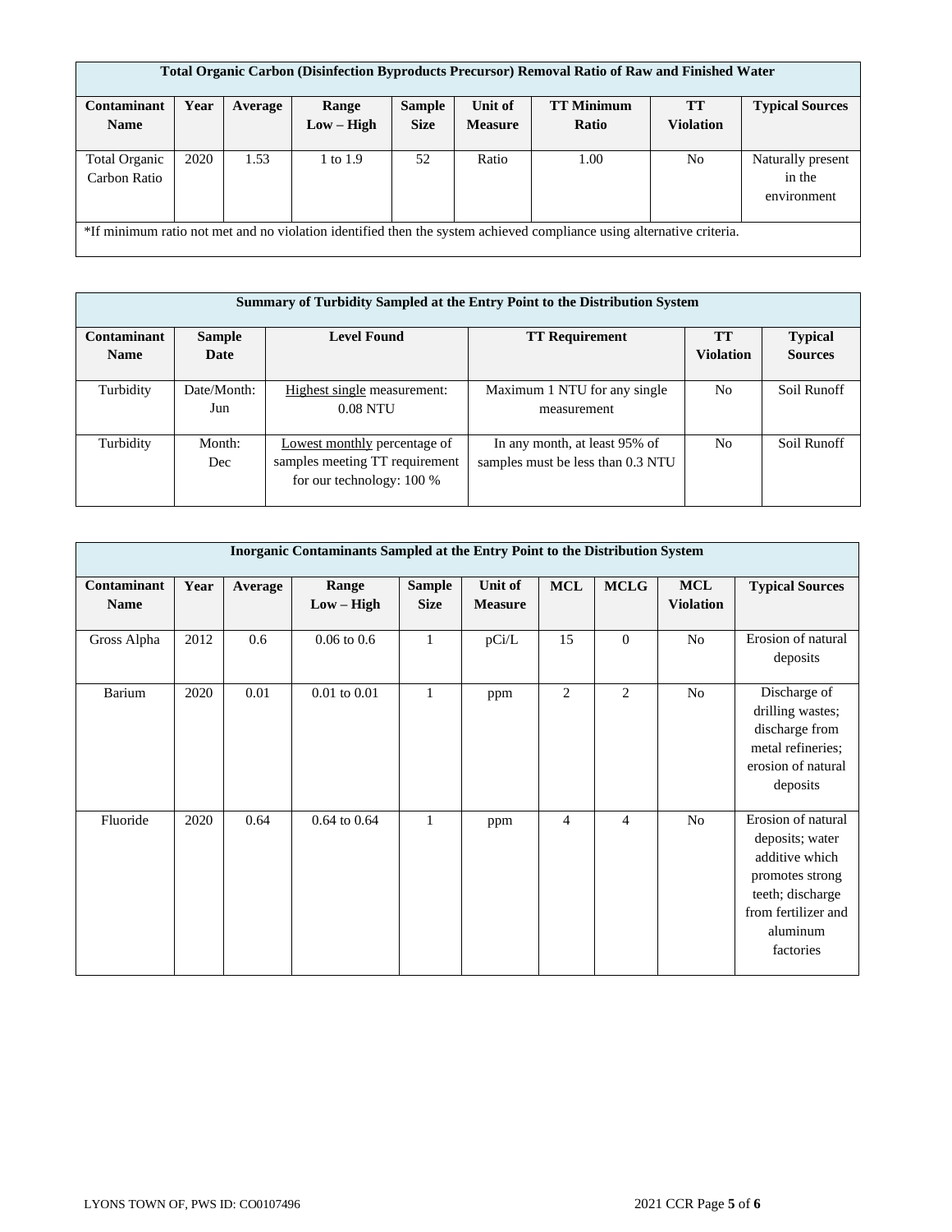| Total Organic Carbon (Disinfection Byproducts Precursor) Removal Ratio of Raw and Finished Water | | | | | | | | |
|---|---|---|---|---|---|---|---|---|
| **Contaminant Name** | **Year** | **Average** | **Range Low – High** | **Sample Size** | **Unit of Measure** | **TT Minimum Ratio** | **TT Violation** | **Typical Sources** |
| Total Organic Carbon Ratio | 2020 | 1.53 | 1 to 1.9 | 52 | Ratio | 1.00 | No | Naturally present in the environment |
| *If minimum ratio not met and no violation identified then the system achieved compliance using alternative criteria. | | | | | | | | |

| Summary of Turbidity Sampled at the Entry Point to the Distribution System | | | | | |
|---|---|---|---|---|---|
| **Contaminant Name** | **Sample Date** | **Level Found** | **TT Requirement** | **TT Violation** | **Typical Sources** |
| Turbidity | Date/Month: Jun | Highest single measurement: 0.08 NTU | Maximum 1 NTU for any single measurement | No | Soil Runoff |
| Turbidity | Month: Dec | Lowest monthly percentage of samples meeting TT requirement for our technology: 100 % | In any month, at least 95% of samples must be less than 0.3 NTU | No | Soil Runoff |

| Inorganic Contaminants Sampled at the Entry Point to the Distribution System | | | | | | | | | |
|---|---|---|---|---|---|---|---|---|---|
| **Contaminant Name** | **Year** | **Average** | **Range Low – High** | **Sample Size** | **Unit of Measure** | **MCL** | **MCLG** | **MCL Violation** | **Typical Sources** |
| Gross Alpha | 2012 | 0.6 | 0.06 to 0.6 | 1 | pCi/L | 15 | 0 | No | Erosion of natural deposits |
| Barium | 2020 | 0.01 | 0.01 to 0.01 | 1 | ppm | 2 | 2 | No | Discharge of drilling wastes; discharge from metal refineries; erosion of natural deposits |
| Fluoride | 2020 | 0.64 | 0.64 to 0.64 | 1 | ppm | 4 | 4 | No | Erosion of natural deposits; water additive which promotes strong teeth; discharge from fertilizer and aluminum factories |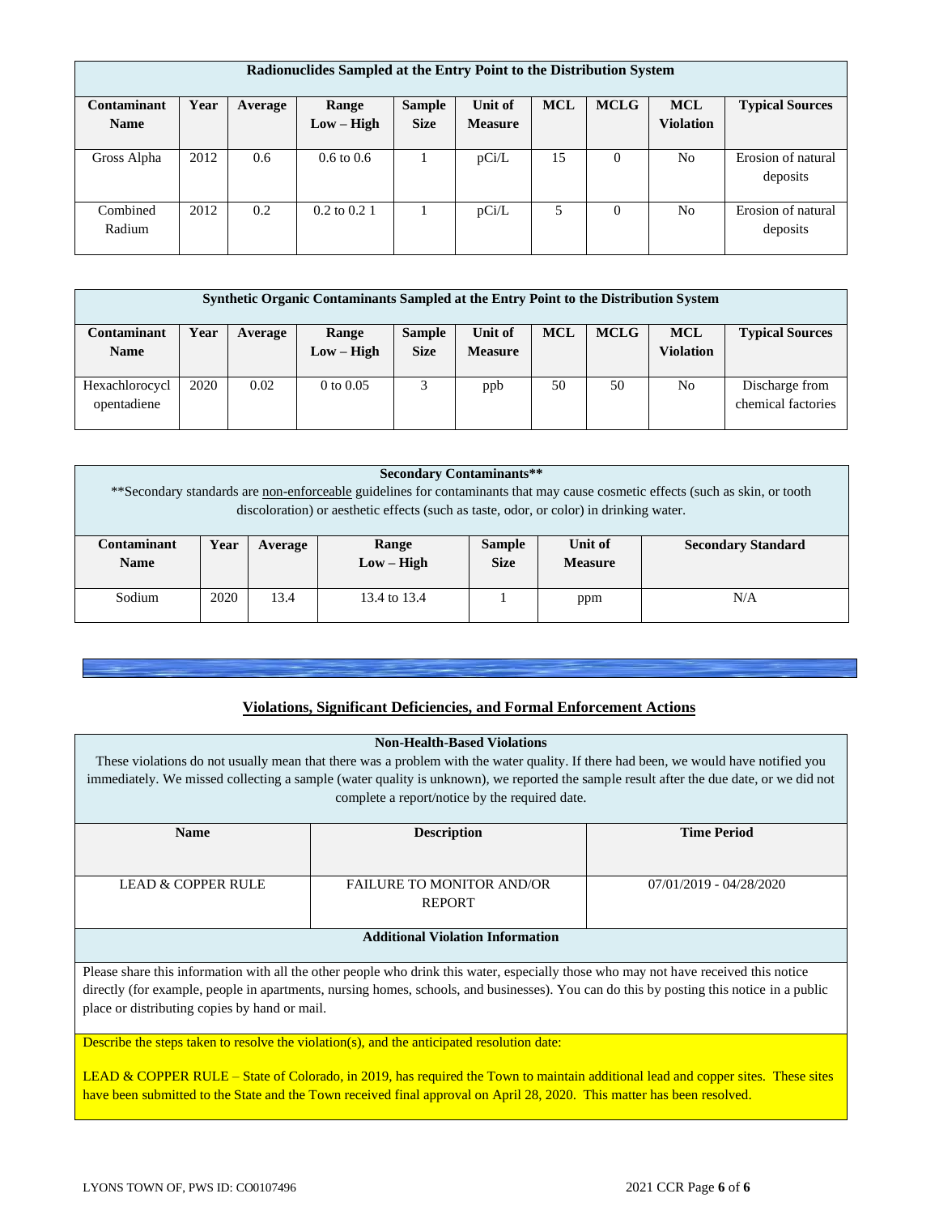| Radionuclides Sampled at the Entry Point to the Distribution System | | | | | | | | | |
|---|---|---|---|---|---|---|---|---|---|
| **Contaminant Name** | **Year** | **Average** | **Range Low – High** | **Sample Size** | **Unit of Measure** | **MCL** | **MCLG** | **MCL Violation** | **Typical Sources** |
| Gross Alpha | 2012 | 0.6 | 0.6 to 0.6 | 1 | pCi/L | 15 | 0 | No | Erosion of natural deposits |
| Combined Radium | 2012 | 0.2 | 0.2 to 0.2 1 | 1 | pCi/L | 5 | 0 | No | Erosion of natural deposits |

| Synthetic Organic Contaminants Sampled at the Entry Point to the Distribution System | | | | | | | | | |
|---|---|---|---|---|---|---|---|---|---|
| **Contaminant Name** | **Year** | **Average** | **Range Low – High** | **Sample Size** | **Unit of Measure** | **MCL** | **MCLG** | **MCL Violation** | **Typical Sources** |
| Hexachlorocyclopentadiene | 2020 | 0.02 | 0 to 0.05 | 3 | ppb | 50 | 50 | No | Discharge from chemical factories |

**Secondary Contaminants\*\***

\*\*Secondary standards are non-enforceable guidelines for contaminants that may cause cosmetic effects (such as skin, or tooth discoloration) or aesthetic effects (such as taste, odor, or color) in drinking water.

| **Contaminant Name** | **Year** | **Average** | **Range Low – High** | **Sample Size** | **Unit of Measure** | **Secondary Standard** |
|---|---|---|---|---|---|---|
| Sodium | 2020 | 13.4 | 13.4 to 13.4 | 1 | ppm | N/A |

## Violations, Significant Deficiencies, and Formal Enforcement Actions

**Non-Health-Based Violations**

These violations do not usually mean that there was a problem with the water quality. If there had been, we would have notified you immediately. We missed collecting a sample (water quality is unknown), we reported the sample result after the due date, or we did not complete a report/notice by the required date.

| **Name** | **Description** | **Time Period** |
|---|---|---|
| LEAD & COPPER RULE | FAILURE TO MONITOR AND/OR REPORT | 07/01/2019 - 04/28/2020 |

**Additional Violation Information**

Please share this information with all the other people who drink this water, especially those who may not have received this notice directly (for example, people in apartments, nursing homes, schools, and businesses). You can do this by posting this notice in a public place or distributing copies by hand or mail.

Describe the steps taken to resolve the violation(s), and the anticipated resolution date:

LEAD & COPPER RULE – State of Colorado, in 2019, has required the Town to maintain additional lead and copper sites. These sites have been submitted to the State and the Town received final approval on April 28, 2020. This matter has been resolved.